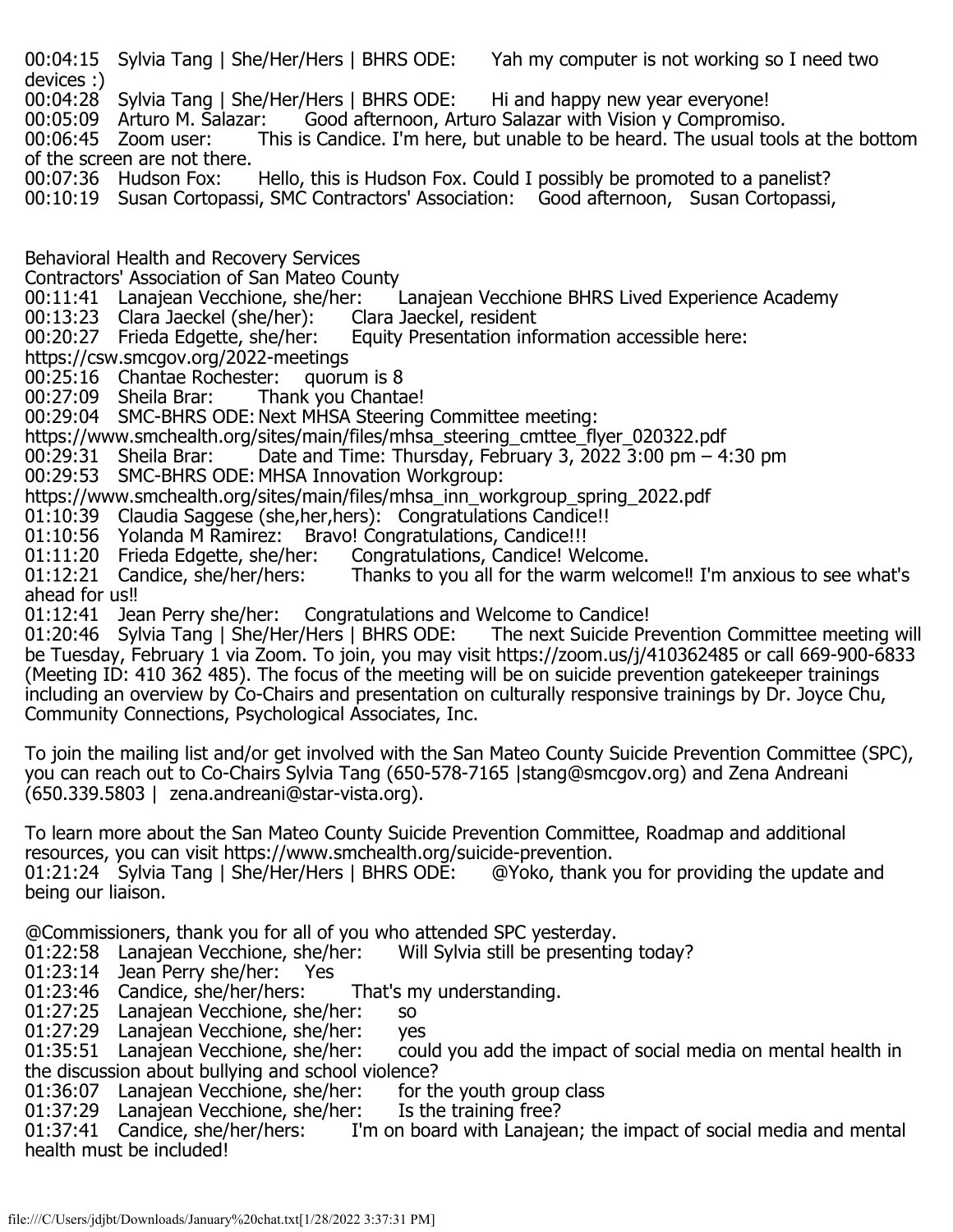00:04:15 Sylvia Tang | She/Her/Hers | BHRS ODE: Yah my computer is not working so I need two devices :)
00:04:28 Sylvia Tang | She/Her/Hers | BHRS ODE: Hi and happy new year everyone!
00:05:09 Arturo M. Salazar: Good afternoon, Arturo Salazar with Vision y Compromiso.
00:06:45 Zoom user: This is Candice. I'm here, but unable to be heard. The usual tools at the bottom of the screen are not there.
00:07:36 Hudson Fox: Hello, this is Hudson Fox. Could I possibly be promoted to a panelist?
00:10:19 Susan Cortopassi, SMC Contractors' Association: Good afternoon, Susan Cortopassi,

Behavioral Health and Recovery Services
Contractors' Association of San Mateo County
00:11:41 Lanajean Vecchione, she/her: Lanajean Vecchione BHRS Lived Experience Academy
00:13:23 Clara Jaeckel (she/her): Clara Jaeckel, resident
00:20:27 Frieda Edgette, she/her: Equity Presentation information accessible here: https://csw.smcgov.org/2022-meetings
00:25:16 Chantae Rochester: quorum is 8
00:27:09 Sheila Brar: Thank you Chantae!
00:29:04 SMC-BHRS ODE: Next MHSA Steering Committee meeting: https://www.smchealth.org/sites/main/files/mhsa_steering_cmttee_flyer_020322.pdf
00:29:31 Sheila Brar: Date and Time: Thursday, February 3, 2022 3:00 pm – 4:30 pm
00:29:53 SMC-BHRS ODE: MHSA Innovation Workgroup: https://www.smchealth.org/sites/main/files/mhsa_inn_workgroup_spring_2022.pdf
01:10:39 Claudia Saggese (she,her,hers): Congratulations Candice!!
01:10:56 Yolanda M Ramirez: Bravo! Congratulations, Candice!!!
01:11:20 Frieda Edgette, she/her: Congratulations, Candice! Welcome.
01:12:21 Candice, she/her/hers: Thanks to you all for the warm welcome!! I'm anxious to see what's ahead for us!!
01:12:41 Jean Perry she/her: Congratulations and Welcome to Candice!
01:20:46 Sylvia Tang | She/Her/Hers | BHRS ODE: The next Suicide Prevention Committee meeting will be Tuesday, February 1 via Zoom. To join, you may visit https://zoom.us/j/410362485 or call 669-900-6833 (Meeting ID: 410 362 485). The focus of the meeting will be on suicide prevention gatekeeper trainings including an overview by Co-Chairs and presentation on culturally responsive trainings by Dr. Joyce Chu, Community Connections, Psychological Associates, Inc.

To join the mailing list and/or get involved with the San Mateo County Suicide Prevention Committee (SPC), you can reach out to Co-Chairs Sylvia Tang (650-578-7165 |stang@smcgov.org) and Zena Andreani (650.339.5803 | zena.andreani@star-vista.org).

To learn more about the San Mateo County Suicide Prevention Committee, Roadmap and additional resources, you can visit https://www.smchealth.org/suicide-prevention.
01:21:24 Sylvia Tang | She/Her/Hers | BHRS ODE: @Yoko, thank you for providing the update and being our liaison.

@Commissioners, thank you for all of you who attended SPC yesterday.
01:22:58 Lanajean Vecchione, she/her: Will Sylvia still be presenting today?
01:23:14 Jean Perry she/her: Yes
01:23:46 Candice, she/her/hers: That's my understanding.
01:27:25 Lanajean Vecchione, she/her: so
01:27:29 Lanajean Vecchione, she/her: yes
01:35:51 Lanajean Vecchione, she/her: could you add the impact of social media on mental health in the discussion about bullying and school violence?
01:36:07 Lanajean Vecchione, she/her: for the youth group class
01:37:29 Lanajean Vecchione, she/her: Is the training free?
01:37:41 Candice, she/her/hers: I'm on board with Lanajean; the impact of social media and mental health must be included!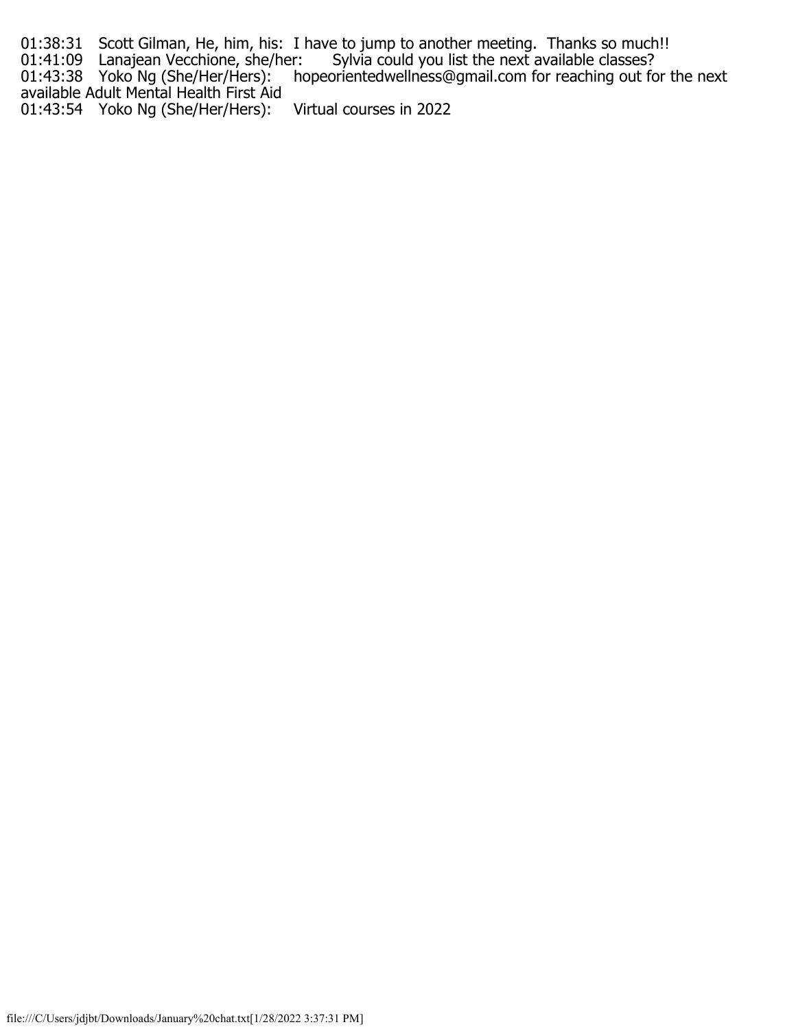01:38:31 Scott Gilman, He, him, his: I have to jump to another meeting. Thanks so much!!
01:41:09 Lanajean Vecchione, she/her: Sylvia could you list the next available classes?
01:43:38 Yoko Ng (She/Her/Hers): hopeorientedwellness@gmail.com for reaching out for the next available Adult Mental Health First Aid
01:43:54 Yoko Ng (She/Her/Hers): Virtual courses in 2022